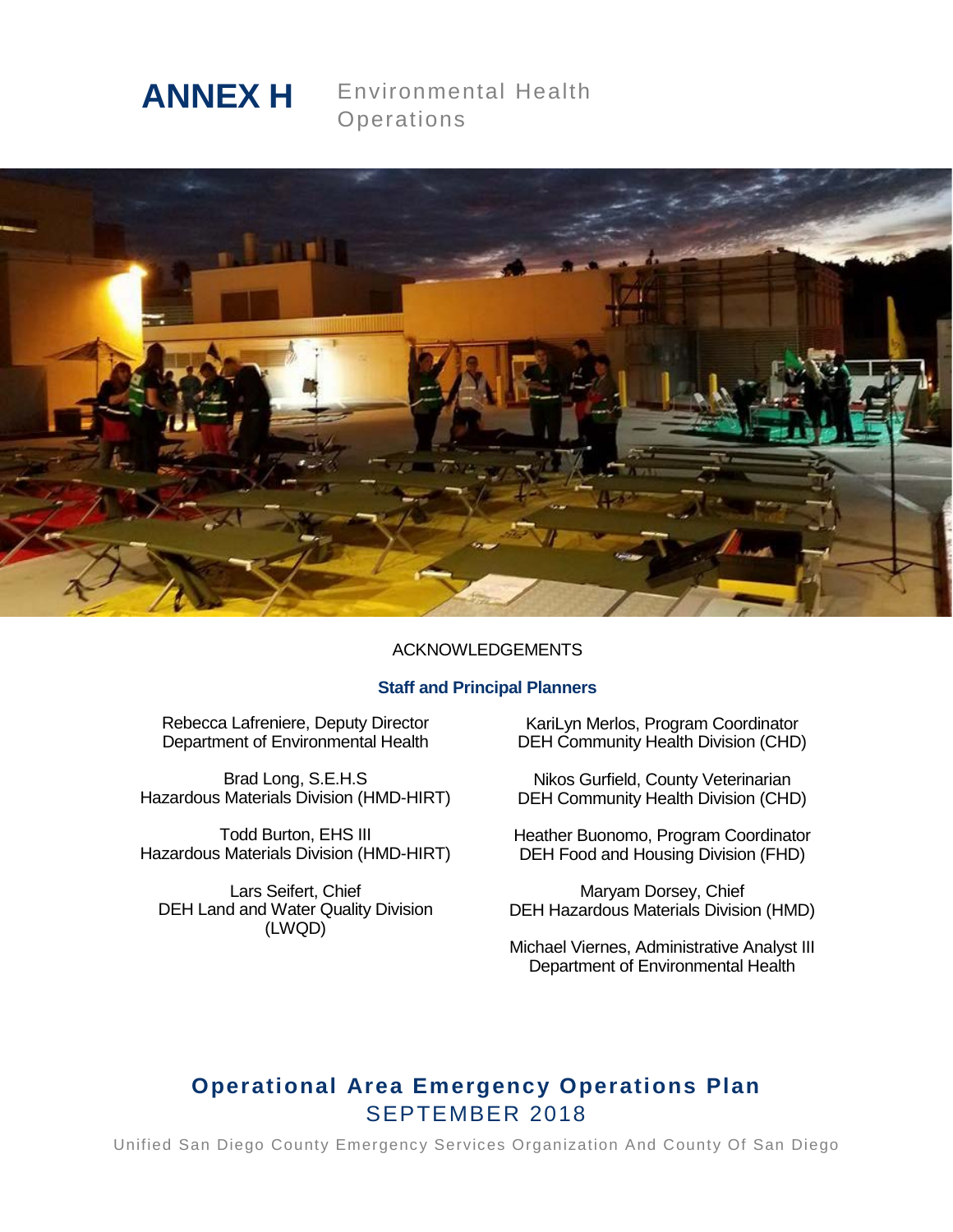# ANNEX H Environmental Health Operations

ACKNOWLEDGEMENTS

## Staff and Principal Planners

Rebecca Lafreniere, Deputy Director
Department of Environmental Health

Brad Long, S.E.H.S
Hazardous Materials Division (HMD-HIRT)

Todd Burton, EHS III
Hazardous Materials Division (HMD-HIRT)

Lars Seifert, Chief
DEH Land and Water Quality Division (LWQD)

KariLyn Merlos, Program Coordinator
DEH Community Health Division (CHD)

Nikos Gurfield, County Veterinarian
DEH Community Health Division (CHD)

Heather Buonomo, Program Coordinator
DEH Food and Housing Division (FHD)

Maryam Dorsey, Chief
DEH Hazardous Materials Division (HMD)

Michael Viernes, Administrative Analyst III
Department of Environmental Health

**Operational Area Emergency Operations Plan**
SEPTEMBER 2018

Unified San Diego County Emergency Services Organization And County Of San Diego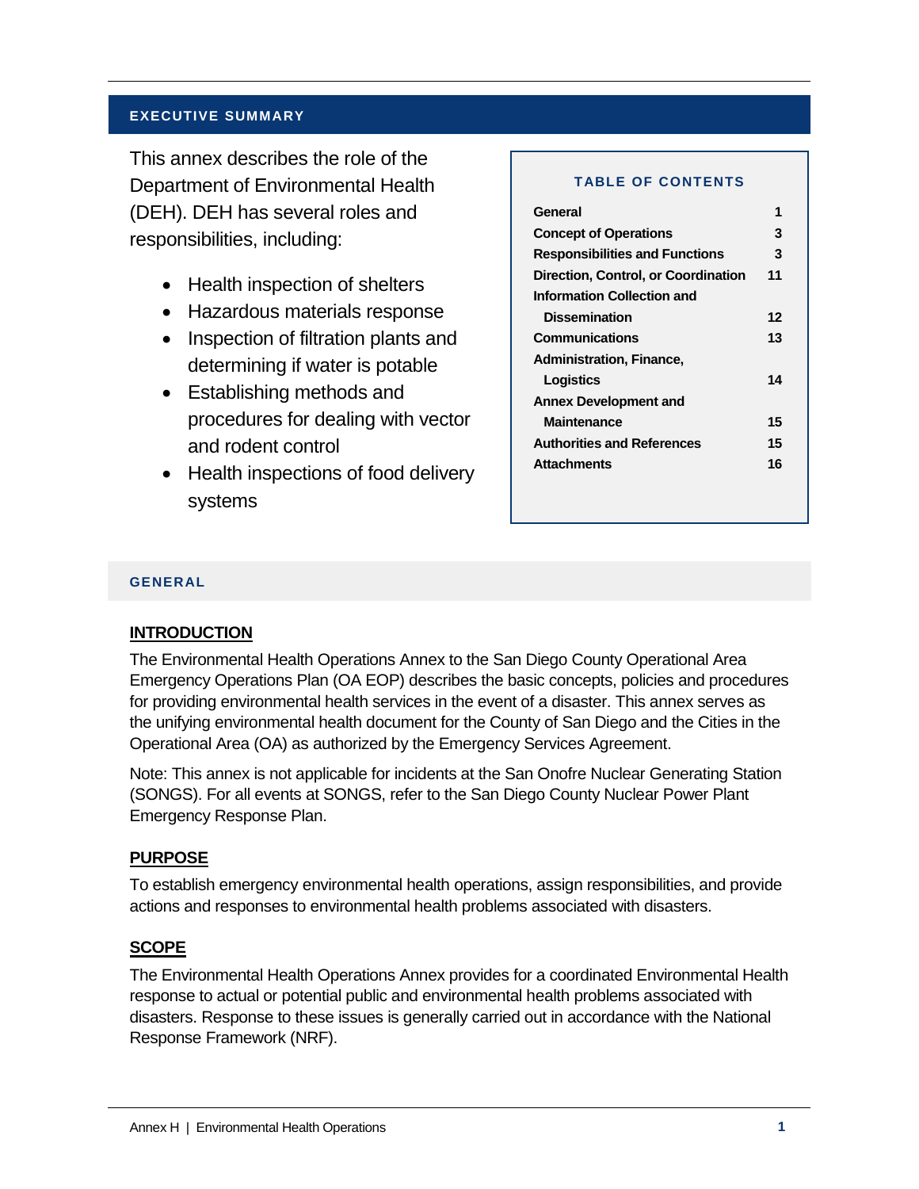## EXECUTIVE SUMMARY

This annex describes the role of the Department of Environmental Health (DEH). DEH has several roles and responsibilities, including:

- Health inspection of shelters
- Hazardous materials response
- Inspection of filtration plants and determining if water is potable
- Establishing methods and procedures for dealing with vector and rodent control
- Health inspections of food delivery systems

### TABLE OF CONTENTS

| Section | Page |
|---|---|
| General | 1 |
| Concept of Operations | 3 |
| Responsibilities and Functions | 3 |
| Direction, Control, or Coordination | 11 |
| Information Collection and Dissemination | 12 |
| Communications | 13 |
| Administration, Finance, Logistics | 14 |
| Annex Development and Maintenance | 15 |
| Authorities and References | 15 |
| Attachments | 16 |

## GENERAL

### INTRODUCTION

The Environmental Health Operations Annex to the San Diego County Operational Area Emergency Operations Plan (OA EOP) describes the basic concepts, policies and procedures for providing environmental health services in the event of a disaster. This annex serves as the unifying environmental health document for the County of San Diego and the Cities in the Operational Area (OA) as authorized by the Emergency Services Agreement.

Note: This annex is not applicable for incidents at the San Onofre Nuclear Generating Station (SONGS). For all events at SONGS, refer to the San Diego County Nuclear Power Plant Emergency Response Plan.

### PURPOSE

To establish emergency environmental health operations, assign responsibilities, and provide actions and responses to environmental health problems associated with disasters.

### SCOPE

The Environmental Health Operations Annex provides for a coordinated Environmental Health response to actual or potential public and environmental health problems associated with disasters. Response to these issues is generally carried out in accordance with the National Response Framework (NRF).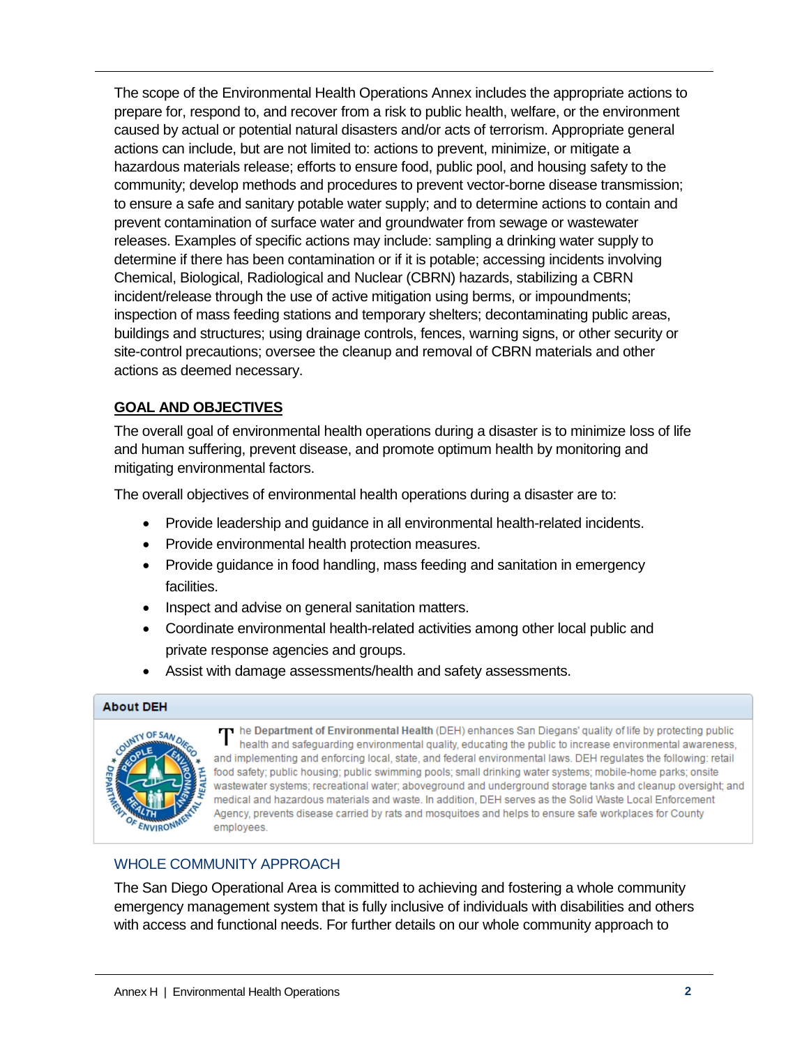The scope of the Environmental Health Operations Annex includes the appropriate actions to prepare for, respond to, and recover from a risk to public health, welfare, or the environment caused by actual or potential natural disasters and/or acts of terrorism. Appropriate general actions can include, but are not limited to: actions to prevent, minimize, or mitigate a hazardous materials release; efforts to ensure food, public pool, and housing safety to the community; develop methods and procedures to prevent vector-borne disease transmission; to ensure a safe and sanitary potable water supply; and to determine actions to contain and prevent contamination of surface water and groundwater from sewage or wastewater releases. Examples of specific actions may include: sampling a drinking water supply to determine if there has been contamination or if it is potable; accessing incidents involving Chemical, Biological, Radiological and Nuclear (CBRN) hazards, stabilizing a CBRN incident/release through the use of active mitigation using berms, or impoundments; inspection of mass feeding stations and temporary shelters; decontaminating public areas, buildings and structures; using drainage controls, fences, warning signs, or other security or site-control precautions; oversee the cleanup and removal of CBRN materials and other actions as deemed necessary.

## GOAL AND OBJECTIVES

The overall goal of environmental health operations during a disaster is to minimize loss of life and human suffering, prevent disease, and promote optimum health by monitoring and mitigating environmental factors.

The overall objectives of environmental health operations during a disaster are to:

- Provide leadership and guidance in all environmental health-related incidents.
- Provide environmental health protection measures.
- Provide guidance in food handling, mass feeding and sanitation in emergency facilities.
- Inspect and advise on general sanitation matters.
- Coordinate environmental health-related activities among other local public and private response agencies and groups.
- Assist with damage assessments/health and safety assessments.

**About DEH**

The **Department of Environmental Health** (DEH) enhances San Diegans' quality of life by protecting public health and safeguarding environmental quality, educating the public to increase environmental awareness, and implementing and enforcing local, state, and federal environmental laws. DEH regulates the following: retail food safety; public housing; public swimming pools; small drinking water systems; mobile-home parks; onsite wastewater systems; recreational water; aboveground and underground storage tanks and cleanup oversight; and medical and hazardous materials and waste. In addition, DEH serves as the Solid Waste Local Enforcement Agency, prevents disease carried by rats and mosquitoes and helps to ensure safe workplaces for County employees.

### WHOLE COMMUNITY APPROACH

The San Diego Operational Area is committed to achieving and fostering a whole community emergency management system that is fully inclusive of individuals with disabilities and others with access and functional needs. For further details on our whole community approach to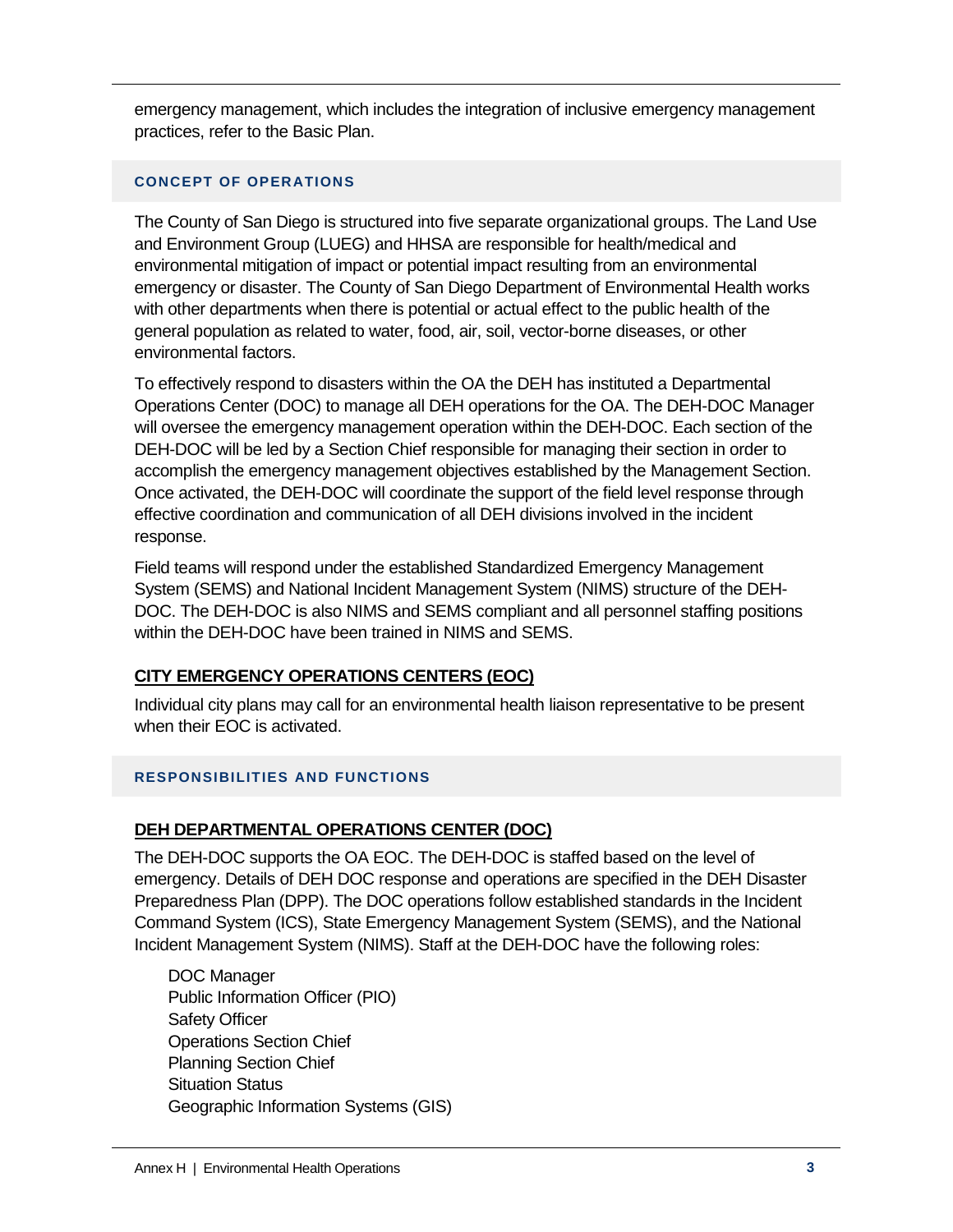emergency management, which includes the integration of inclusive emergency management practices, refer to the Basic Plan.

## CONCEPT OF OPERATIONS

The County of San Diego is structured into five separate organizational groups. The Land Use and Environment Group (LUEG) and HHSA are responsible for health/medical and environmental mitigation of impact or potential impact resulting from an environmental emergency or disaster. The County of San Diego Department of Environmental Health works with other departments when there is potential or actual effect to the public health of the general population as related to water, food, air, soil, vector-borne diseases, or other environmental factors.

To effectively respond to disasters within the OA the DEH has instituted a Departmental Operations Center (DOC) to manage all DEH operations for the OA. The DEH-DOC Manager will oversee the emergency management operation within the DEH-DOC. Each section of the DEH-DOC will be led by a Section Chief responsible for managing their section in order to accomplish the emergency management objectives established by the Management Section. Once activated, the DEH-DOC will coordinate the support of the field level response through effective coordination and communication of all DEH divisions involved in the incident response.

Field teams will respond under the established Standardized Emergency Management System (SEMS) and National Incident Management System (NIMS) structure of the DEH-DOC. The DEH-DOC is also NIMS and SEMS compliant and all personnel staffing positions within the DEH-DOC have been trained in NIMS and SEMS.

### CITY EMERGENCY OPERATIONS CENTERS (EOC)

Individual city plans may call for an environmental health liaison representative to be present when their EOC is activated.

## RESPONSIBILITIES AND FUNCTIONS

### DEH DEPARTMENTAL OPERATIONS CENTER (DOC)

The DEH-DOC supports the OA EOC. The DEH-DOC is staffed based on the level of emergency. Details of DEH DOC response and operations are specified in the DEH Disaster Preparedness Plan (DPP). The DOC operations follow established standards in the Incident Command System (ICS), State Emergency Management System (SEMS), and the National Incident Management System (NIMS). Staff at the DEH-DOC have the following roles:

DOC Manager
Public Information Officer (PIO)
Safety Officer
Operations Section Chief
Planning Section Chief
Situation Status
Geographic Information Systems (GIS)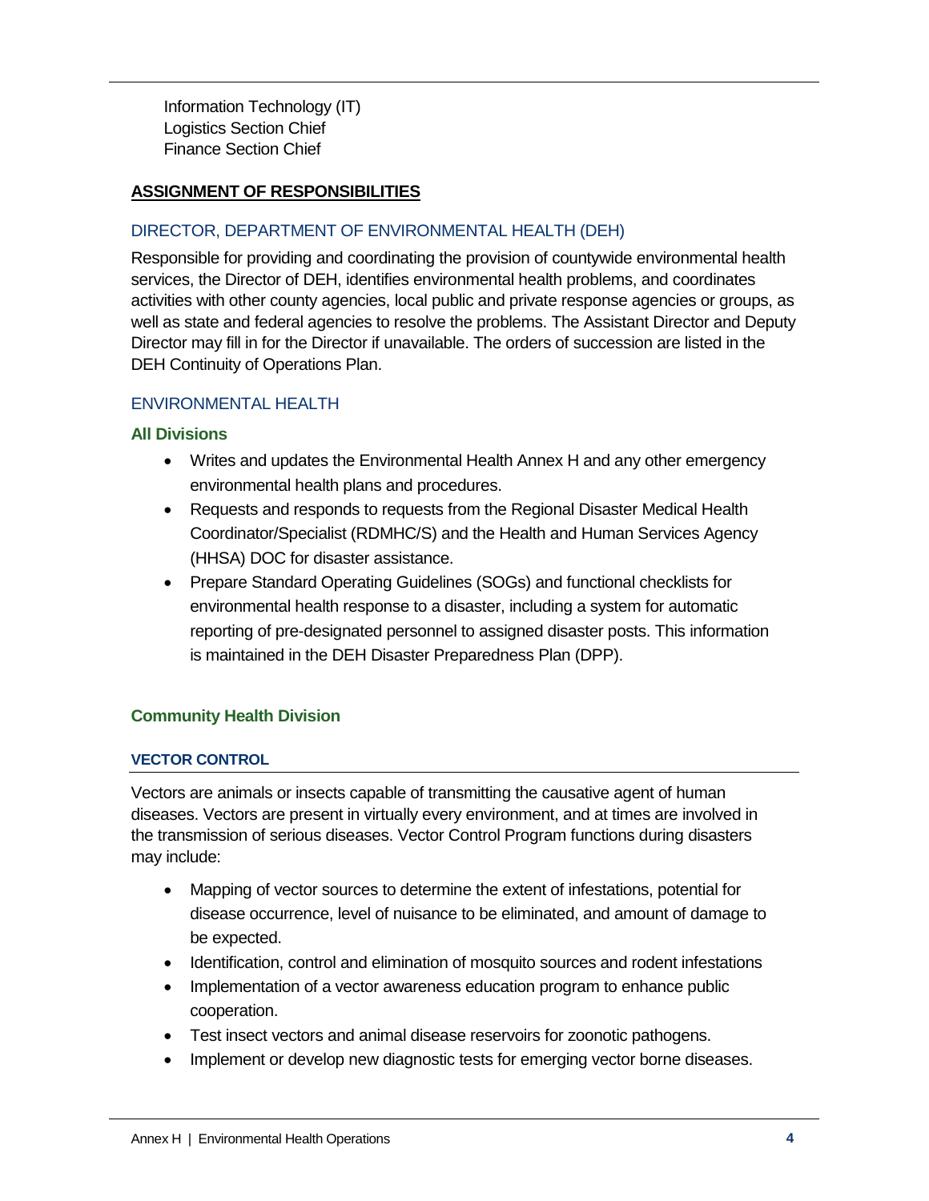Information Technology (IT)
Logistics Section Chief
Finance Section Chief

## ASSIGNMENT OF RESPONSIBILITIES

### DIRECTOR, DEPARTMENT OF ENVIRONMENTAL HEALTH (DEH)

Responsible for providing and coordinating the provision of countywide environmental health services, the Director of DEH, identifies environmental health problems, and coordinates activities with other county agencies, local public and private response agencies or groups, as well as state and federal agencies to resolve the problems. The Assistant Director and Deputy Director may fill in for the Director if unavailable. The orders of succession are listed in the DEH Continuity of Operations Plan.

### ENVIRONMENTAL HEALTH

#### All Divisions

- Writes and updates the Environmental Health Annex H and any other emergency environmental health plans and procedures.
- Requests and responds to requests from the Regional Disaster Medical Health Coordinator/Specialist (RDMHC/S) and the Health and Human Services Agency (HHSA) DOC for disaster assistance.
- Prepare Standard Operating Guidelines (SOGs) and functional checklists for environmental health response to a disaster, including a system for automatic reporting of pre-designated personnel to assigned disaster posts. This information is maintained in the DEH Disaster Preparedness Plan (DPP).

#### Community Health Division

##### VECTOR CONTROL

Vectors are animals or insects capable of transmitting the causative agent of human diseases. Vectors are present in virtually every environment, and at times are involved in the transmission of serious diseases. Vector Control Program functions during disasters may include:

- Mapping of vector sources to determine the extent of infestations, potential for disease occurrence, level of nuisance to be eliminated, and amount of damage to be expected.
- Identification, control and elimination of mosquito sources and rodent infestations
- Implementation of a vector awareness education program to enhance public cooperation.
- Test insect vectors and animal disease reservoirs for zoonotic pathogens.
- Implement or develop new diagnostic tests for emerging vector borne diseases.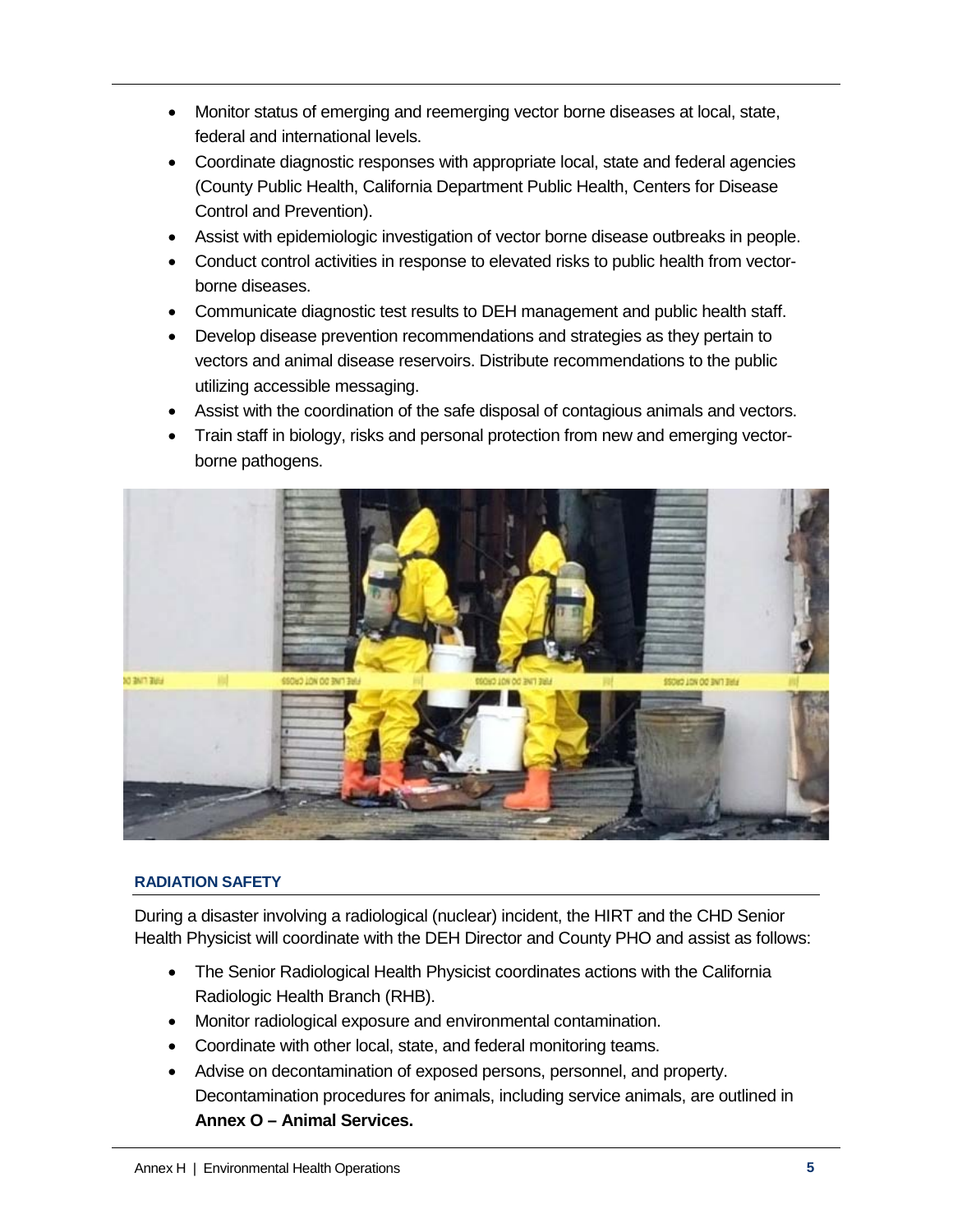- Monitor status of emerging and reemerging vector borne diseases at local, state, federal and international levels.
- Coordinate diagnostic responses with appropriate local, state and federal agencies (County Public Health, California Department Public Health, Centers for Disease Control and Prevention).
- Assist with epidemiologic investigation of vector borne disease outbreaks in people.
- Conduct control activities in response to elevated risks to public health from vector-borne diseases.
- Communicate diagnostic test results to DEH management and public health staff.
- Develop disease prevention recommendations and strategies as they pertain to vectors and animal disease reservoirs. Distribute recommendations to the public utilizing accessible messaging.
- Assist with the coordination of the safe disposal of contagious animals and vectors.
- Train staff in biology, risks and personal protection from new and emerging vector-borne pathogens.

### RADIATION SAFETY

During a disaster involving a radiological (nuclear) incident, the HIRT and the CHD Senior Health Physicist will coordinate with the DEH Director and County PHO and assist as follows:

- The Senior Radiological Health Physicist coordinates actions with the California Radiologic Health Branch (RHB).
- Monitor radiological exposure and environmental contamination.
- Coordinate with other local, state, and federal monitoring teams.
- Advise on decontamination of exposed persons, personnel, and property. Decontamination procedures for animals, including service animals, are outlined in **Annex O – Animal Services.**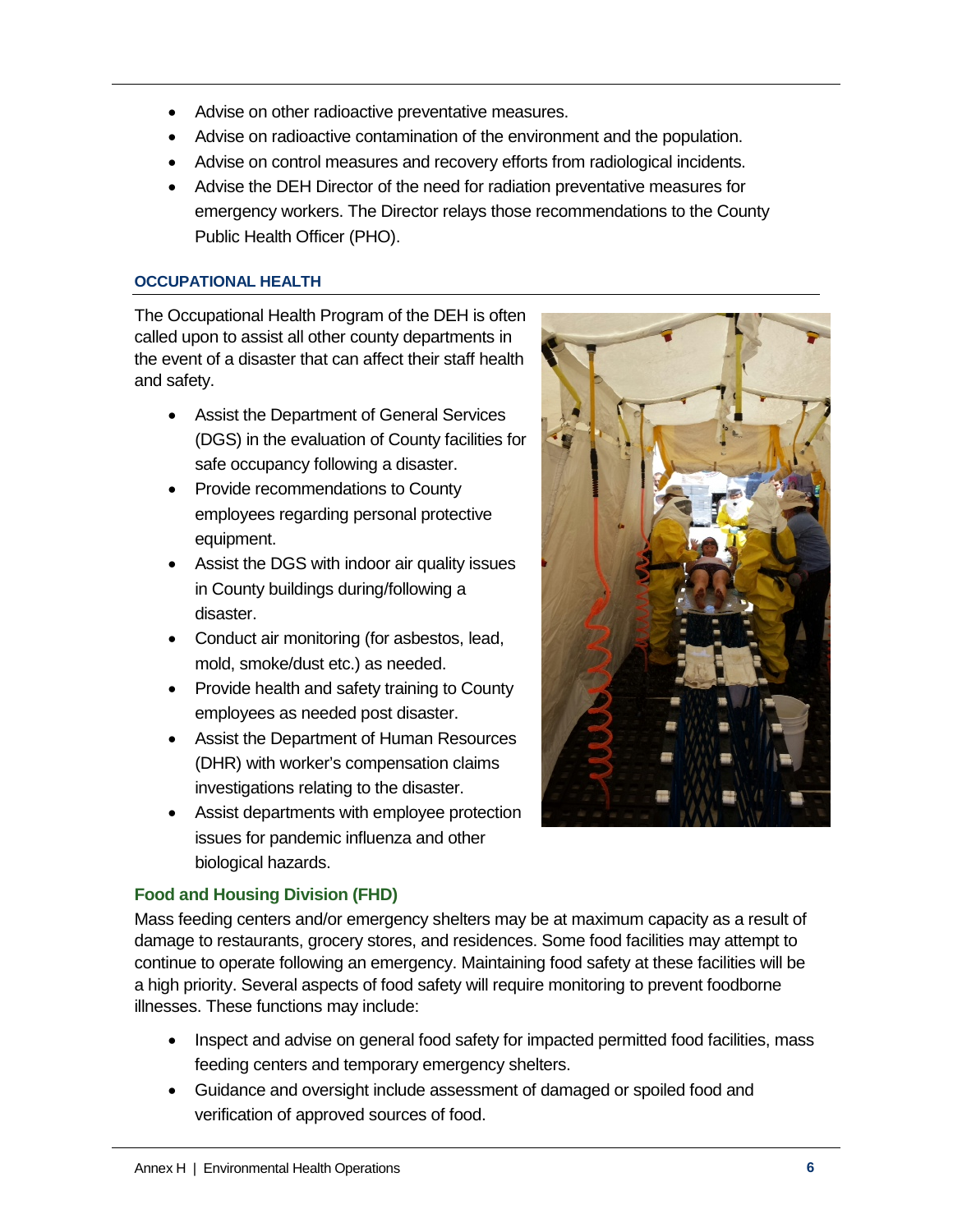- Advise on other radioactive preventative measures.
- Advise on radioactive contamination of the environment and the population.
- Advise on control measures and recovery efforts from radiological incidents.
- Advise the DEH Director of the need for radiation preventative measures for emergency workers. The Director relays those recommendations to the County Public Health Officer (PHO).

### OCCUPATIONAL HEALTH

The Occupational Health Program of the DEH is often called upon to assist all other county departments in the event of a disaster that can affect their staff health and safety.

- Assist the Department of General Services (DGS) in the evaluation of County facilities for safe occupancy following a disaster.
- Provide recommendations to County employees regarding personal protective equipment.
- Assist the DGS with indoor air quality issues in County buildings during/following a disaster.
- Conduct air monitoring (for asbestos, lead, mold, smoke/dust etc.) as needed.
- Provide health and safety training to County employees as needed post disaster.
- Assist the Department of Human Resources (DHR) with worker's compensation claims investigations relating to the disaster.
- Assist departments with employee protection issues for pandemic influenza and other biological hazards.

## Food and Housing Division (FHD)

Mass feeding centers and/or emergency shelters may be at maximum capacity as a result of damage to restaurants, grocery stores, and residences. Some food facilities may attempt to continue to operate following an emergency. Maintaining food safety at these facilities will be a high priority. Several aspects of food safety will require monitoring to prevent foodborne illnesses. These functions may include:

- Inspect and advise on general food safety for impacted permitted food facilities, mass feeding centers and temporary emergency shelters.
- Guidance and oversight include assessment of damaged or spoiled food and verification of approved sources of food.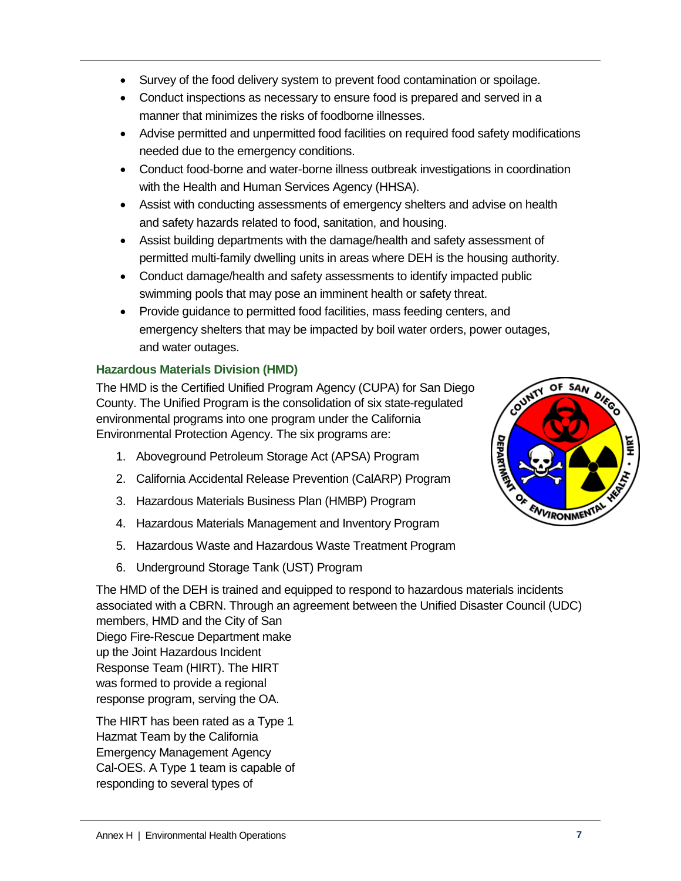- Survey of the food delivery system to prevent food contamination or spoilage.
- Conduct inspections as necessary to ensure food is prepared and served in a manner that minimizes the risks of foodborne illnesses.
- Advise permitted and unpermitted food facilities on required food safety modifications needed due to the emergency conditions.
- Conduct food-borne and water-borne illness outbreak investigations in coordination with the Health and Human Services Agency (HHSA).
- Assist with conducting assessments of emergency shelters and advise on health and safety hazards related to food, sanitation, and housing.
- Assist building departments with the damage/health and safety assessment of permitted multi-family dwelling units in areas where DEH is the housing authority.
- Conduct damage/health and safety assessments to identify impacted public swimming pools that may pose an imminent health or safety threat.
- Provide guidance to permitted food facilities, mass feeding centers, and emergency shelters that may be impacted by boil water orders, power outages, and water outages.

### Hazardous Materials Division (HMD)

The HMD is the Certified Unified Program Agency (CUPA) for San Diego County. The Unified Program is the consolidation of six state-regulated environmental programs into one program under the California Environmental Protection Agency. The six programs are:

1. Aboveground Petroleum Storage Act (APSA) Program
2. California Accidental Release Prevention (CalARP) Program
3. Hazardous Materials Business Plan (HMBP) Program
4. Hazardous Materials Management and Inventory Program
5. Hazardous Waste and Hazardous Waste Treatment Program
6. Underground Storage Tank (UST) Program

The HMD of the DEH is trained and equipped to respond to hazardous materials incidents associated with a CBRN. Through an agreement between the Unified Disaster Council (UDC) members, HMD and the City of San Diego Fire-Rescue Department make up the Joint Hazardous Incident Response Team (HIRT). The HIRT was formed to provide a regional response program, serving the OA.

The HIRT has been rated as a Type 1 Hazmat Team by the California Emergency Management Agency Cal-OES. A Type 1 team is capable of responding to several types of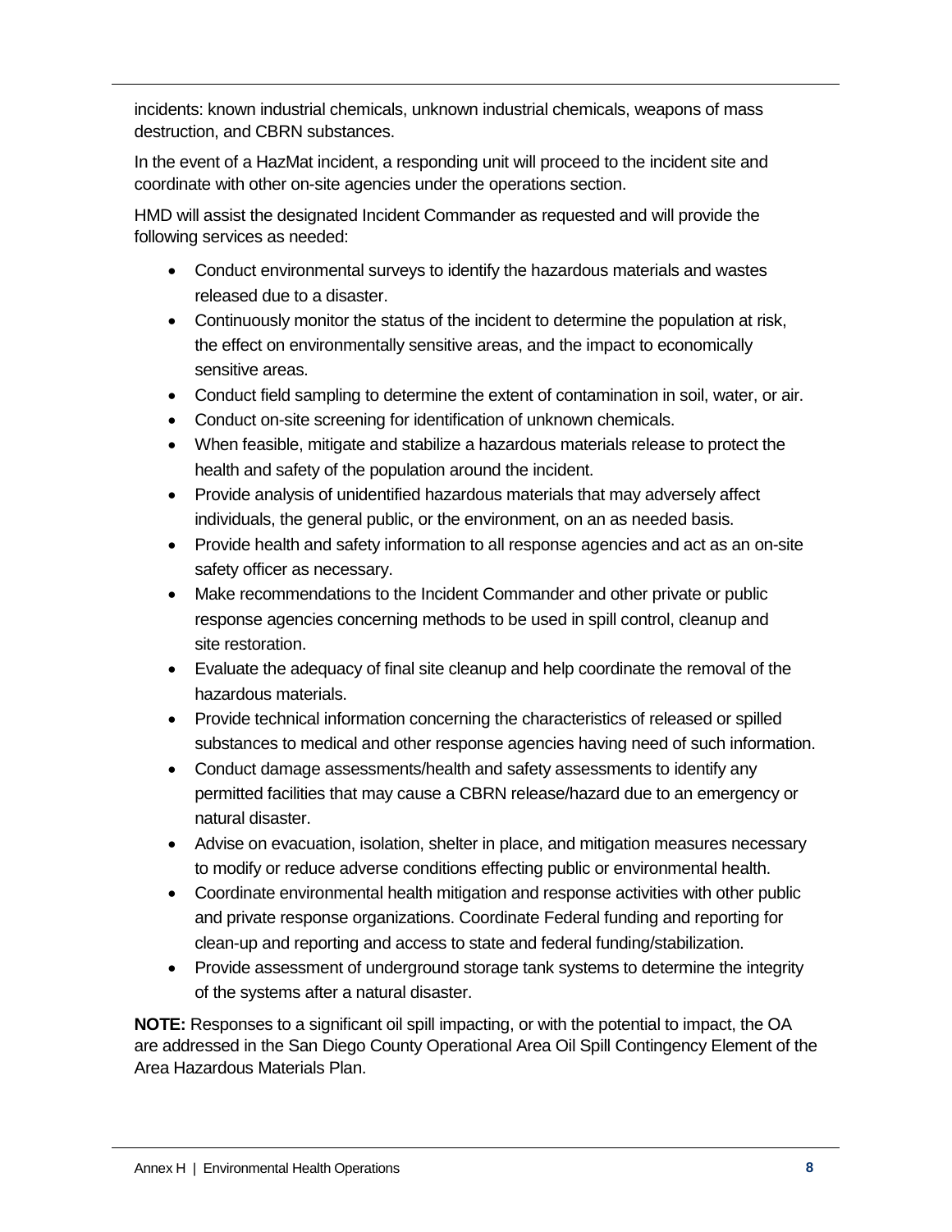incidents: known industrial chemicals, unknown industrial chemicals, weapons of mass destruction, and CBRN substances.

In the event of a HazMat incident, a responding unit will proceed to the incident site and coordinate with other on-site agencies under the operations section.

HMD will assist the designated Incident Commander as requested and will provide the following services as needed:

- Conduct environmental surveys to identify the hazardous materials and wastes released due to a disaster.
- Continuously monitor the status of the incident to determine the population at risk, the effect on environmentally sensitive areas, and the impact to economically sensitive areas.
- Conduct field sampling to determine the extent of contamination in soil, water, or air.
- Conduct on-site screening for identification of unknown chemicals.
- When feasible, mitigate and stabilize a hazardous materials release to protect the health and safety of the population around the incident.
- Provide analysis of unidentified hazardous materials that may adversely affect individuals, the general public, or the environment, on an as needed basis.
- Provide health and safety information to all response agencies and act as an on-site safety officer as necessary.
- Make recommendations to the Incident Commander and other private or public response agencies concerning methods to be used in spill control, cleanup and site restoration.
- Evaluate the adequacy of final site cleanup and help coordinate the removal of the hazardous materials.
- Provide technical information concerning the characteristics of released or spilled substances to medical and other response agencies having need of such information.
- Conduct damage assessments/health and safety assessments to identify any permitted facilities that may cause a CBRN release/hazard due to an emergency or natural disaster.
- Advise on evacuation, isolation, shelter in place, and mitigation measures necessary to modify or reduce adverse conditions effecting public or environmental health.
- Coordinate environmental health mitigation and response activities with other public and private response organizations. Coordinate Federal funding and reporting for clean-up and reporting and access to state and federal funding/stabilization.
- Provide assessment of underground storage tank systems to determine the integrity of the systems after a natural disaster.

**NOTE:** Responses to a significant oil spill impacting, or with the potential to impact, the OA are addressed in the San Diego County Operational Area Oil Spill Contingency Element of the Area Hazardous Materials Plan.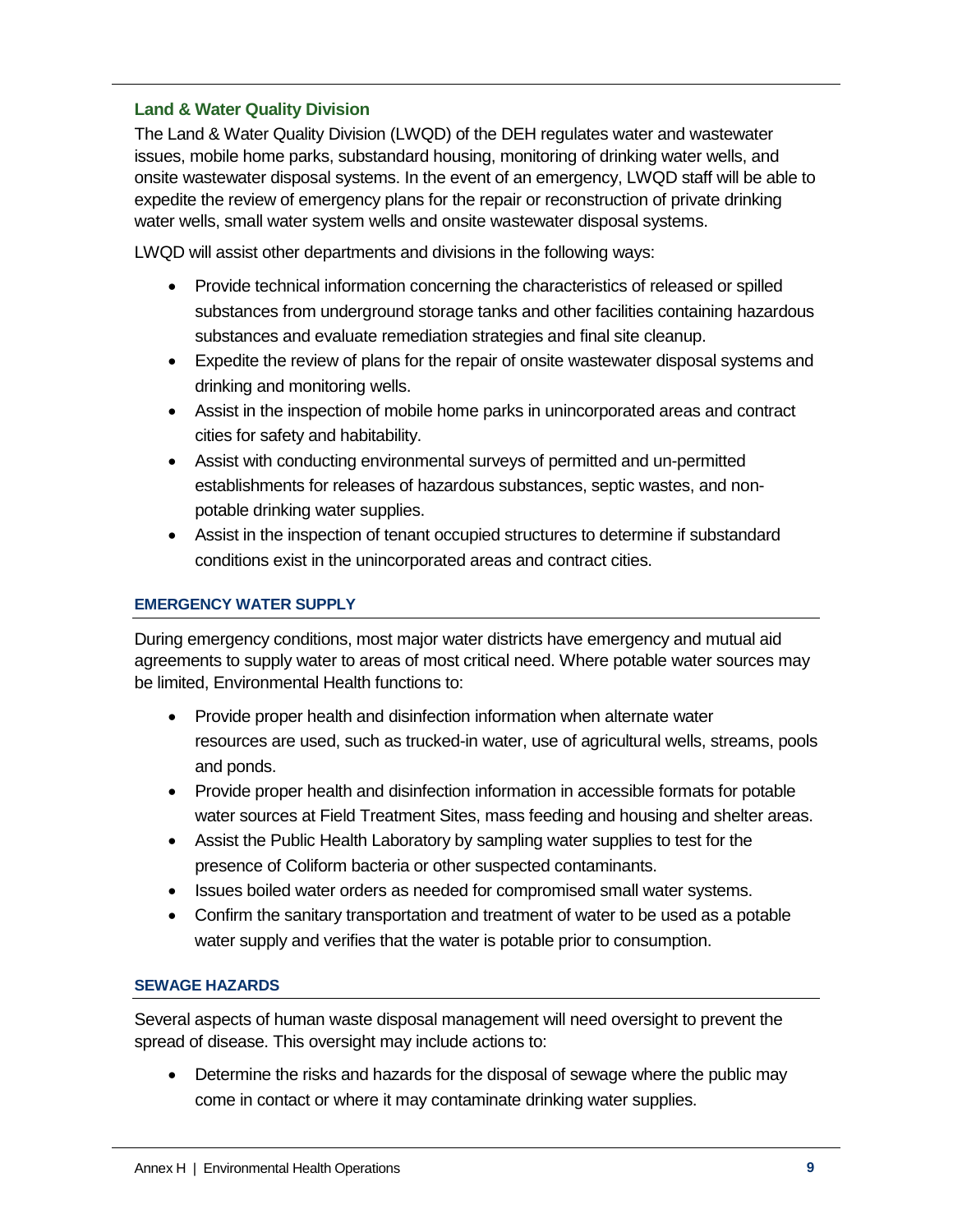### Land & Water Quality Division

The Land & Water Quality Division (LWQD) of the DEH regulates water and wastewater issues, mobile home parks, substandard housing, monitoring of drinking water wells, and onsite wastewater disposal systems. In the event of an emergency, LWQD staff will be able to expedite the review of emergency plans for the repair or reconstruction of private drinking water wells, small water system wells and onsite wastewater disposal systems.

LWQD will assist other departments and divisions in the following ways:

- Provide technical information concerning the characteristics of released or spilled substances from underground storage tanks and other facilities containing hazardous substances and evaluate remediation strategies and final site cleanup.
- Expedite the review of plans for the repair of onsite wastewater disposal systems and drinking and monitoring wells.
- Assist in the inspection of mobile home parks in unincorporated areas and contract cities for safety and habitability.
- Assist with conducting environmental surveys of permitted and un-permitted establishments for releases of hazardous substances, septic wastes, and non-potable drinking water supplies.
- Assist in the inspection of tenant occupied structures to determine if substandard conditions exist in the unincorporated areas and contract cities.

#### EMERGENCY WATER SUPPLY

During emergency conditions, most major water districts have emergency and mutual aid agreements to supply water to areas of most critical need. Where potable water sources may be limited, Environmental Health functions to:

- Provide proper health and disinfection information when alternate water resources are used, such as trucked-in water, use of agricultural wells, streams, pools and ponds.
- Provide proper health and disinfection information in accessible formats for potable water sources at Field Treatment Sites, mass feeding and housing and shelter areas.
- Assist the Public Health Laboratory by sampling water supplies to test for the presence of Coliform bacteria or other suspected contaminants.
- Issues boiled water orders as needed for compromised small water systems.
- Confirm the sanitary transportation and treatment of water to be used as a potable water supply and verifies that the water is potable prior to consumption.

#### SEWAGE HAZARDS

Several aspects of human waste disposal management will need oversight to prevent the spread of disease. This oversight may include actions to:

- Determine the risks and hazards for the disposal of sewage where the public may come in contact or where it may contaminate drinking water supplies.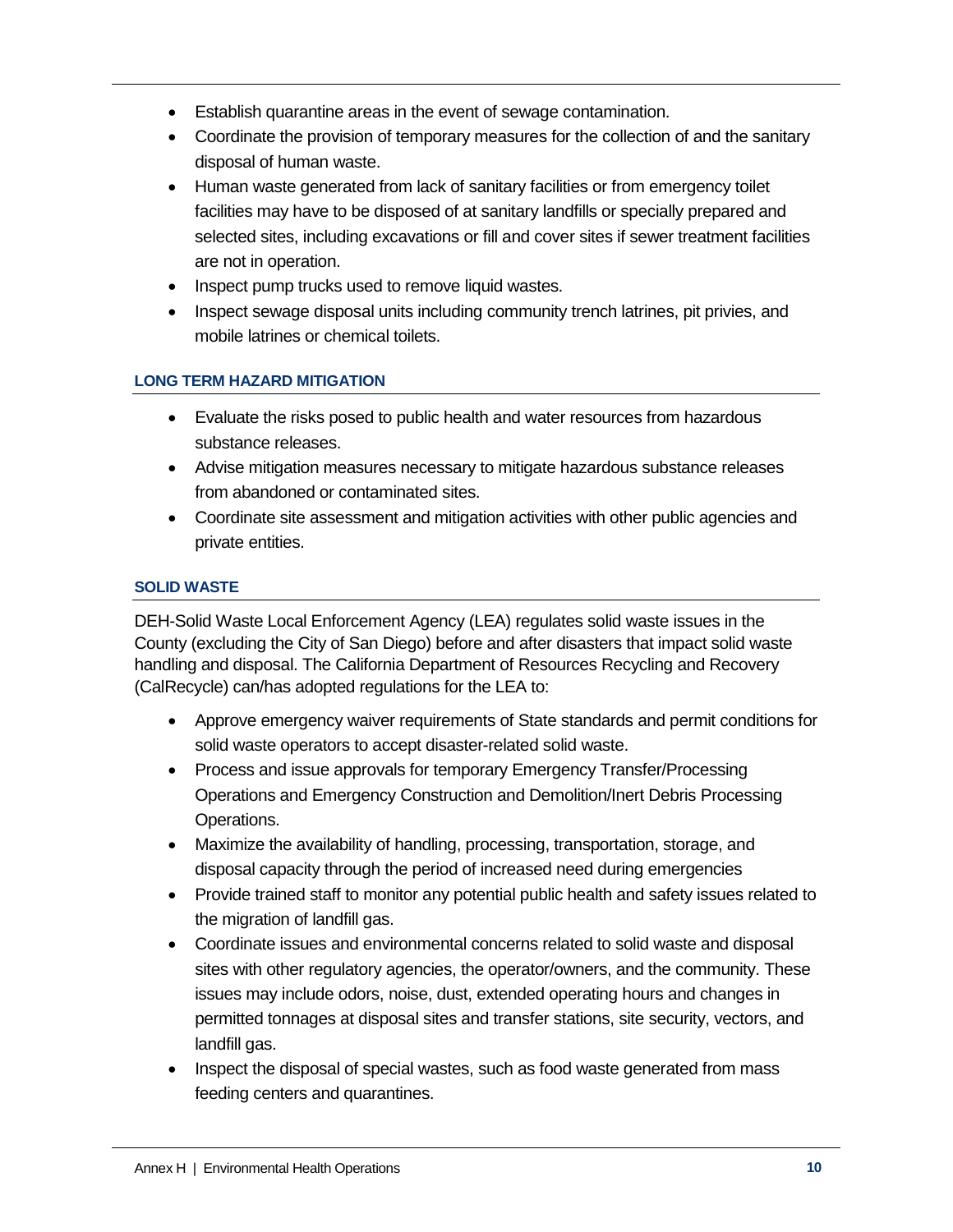- Establish quarantine areas in the event of sewage contamination.
- Coordinate the provision of temporary measures for the collection of and the sanitary disposal of human waste.
- Human waste generated from lack of sanitary facilities or from emergency toilet facilities may have to be disposed of at sanitary landfills or specially prepared and selected sites, including excavations or fill and cover sites if sewer treatment facilities are not in operation.
- Inspect pump trucks used to remove liquid wastes.
- Inspect sewage disposal units including community trench latrines, pit privies, and mobile latrines or chemical toilets.

#### LONG TERM HAZARD MITIGATION

- Evaluate the risks posed to public health and water resources from hazardous substance releases.
- Advise mitigation measures necessary to mitigate hazardous substance releases from abandoned or contaminated sites.
- Coordinate site assessment and mitigation activities with other public agencies and private entities.

#### SOLID WASTE

DEH-Solid Waste Local Enforcement Agency (LEA) regulates solid waste issues in the County (excluding the City of San Diego) before and after disasters that impact solid waste handling and disposal. The California Department of Resources Recycling and Recovery (CalRecycle) can/has adopted regulations for the LEA to:

- Approve emergency waiver requirements of State standards and permit conditions for solid waste operators to accept disaster-related solid waste.
- Process and issue approvals for temporary Emergency Transfer/Processing Operations and Emergency Construction and Demolition/Inert Debris Processing Operations.
- Maximize the availability of handling, processing, transportation, storage, and disposal capacity through the period of increased need during emergencies
- Provide trained staff to monitor any potential public health and safety issues related to the migration of landfill gas.
- Coordinate issues and environmental concerns related to solid waste and disposal sites with other regulatory agencies, the operator/owners, and the community. These issues may include odors, noise, dust, extended operating hours and changes in permitted tonnages at disposal sites and transfer stations, site security, vectors, and landfill gas.
- Inspect the disposal of special wastes, such as food waste generated from mass feeding centers and quarantines.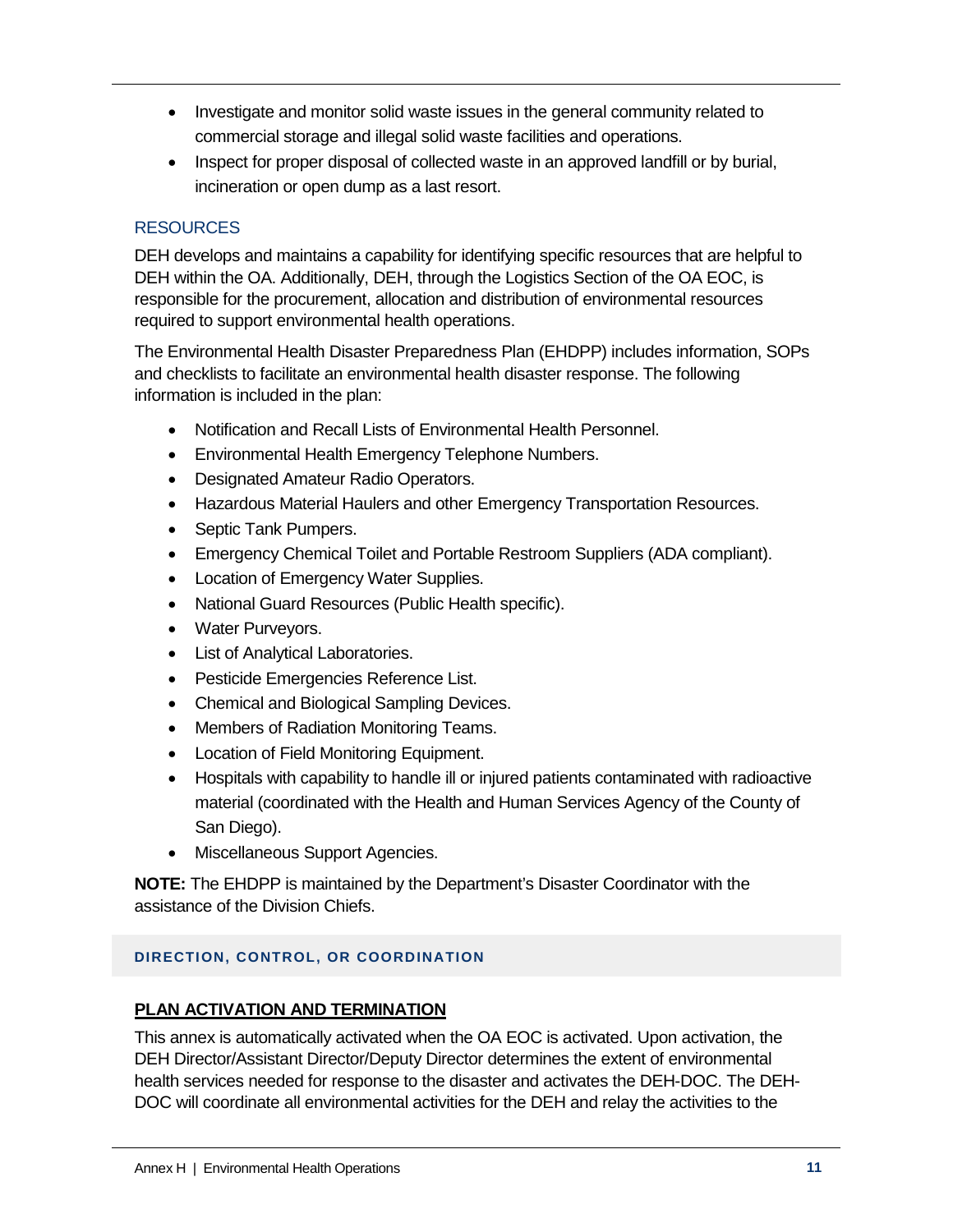- Investigate and monitor solid waste issues in the general community related to commercial storage and illegal solid waste facilities and operations.
- Inspect for proper disposal of collected waste in an approved landfill or by burial, incineration or open dump as a last resort.

### RESOURCES

DEH develops and maintains a capability for identifying specific resources that are helpful to DEH within the OA. Additionally, DEH, through the Logistics Section of the OA EOC, is responsible for the procurement, allocation and distribution of environmental resources required to support environmental health operations.

The Environmental Health Disaster Preparedness Plan (EHDPP) includes information, SOPs and checklists to facilitate an environmental health disaster response. The following information is included in the plan:

- Notification and Recall Lists of Environmental Health Personnel.
- Environmental Health Emergency Telephone Numbers.
- Designated Amateur Radio Operators.
- Hazardous Material Haulers and other Emergency Transportation Resources.
- Septic Tank Pumpers.
- Emergency Chemical Toilet and Portable Restroom Suppliers (ADA compliant).
- Location of Emergency Water Supplies.
- National Guard Resources (Public Health specific).
- Water Purveyors.
- List of Analytical Laboratories.
- Pesticide Emergencies Reference List.
- Chemical and Biological Sampling Devices.
- Members of Radiation Monitoring Teams.
- Location of Field Monitoring Equipment.
- Hospitals with capability to handle ill or injured patients contaminated with radioactive material (coordinated with the Health and Human Services Agency of the County of San Diego).
- Miscellaneous Support Agencies.

**NOTE:** The EHDPP is maintained by the Department's Disaster Coordinator with the assistance of the Division Chiefs.

## DIRECTION, CONTROL, OR COORDINATION

### PLAN ACTIVATION AND TERMINATION

This annex is automatically activated when the OA EOC is activated. Upon activation, the DEH Director/Assistant Director/Deputy Director determines the extent of environmental health services needed for response to the disaster and activates the DEH-DOC. The DEH-DOC will coordinate all environmental activities for the DEH and relay the activities to the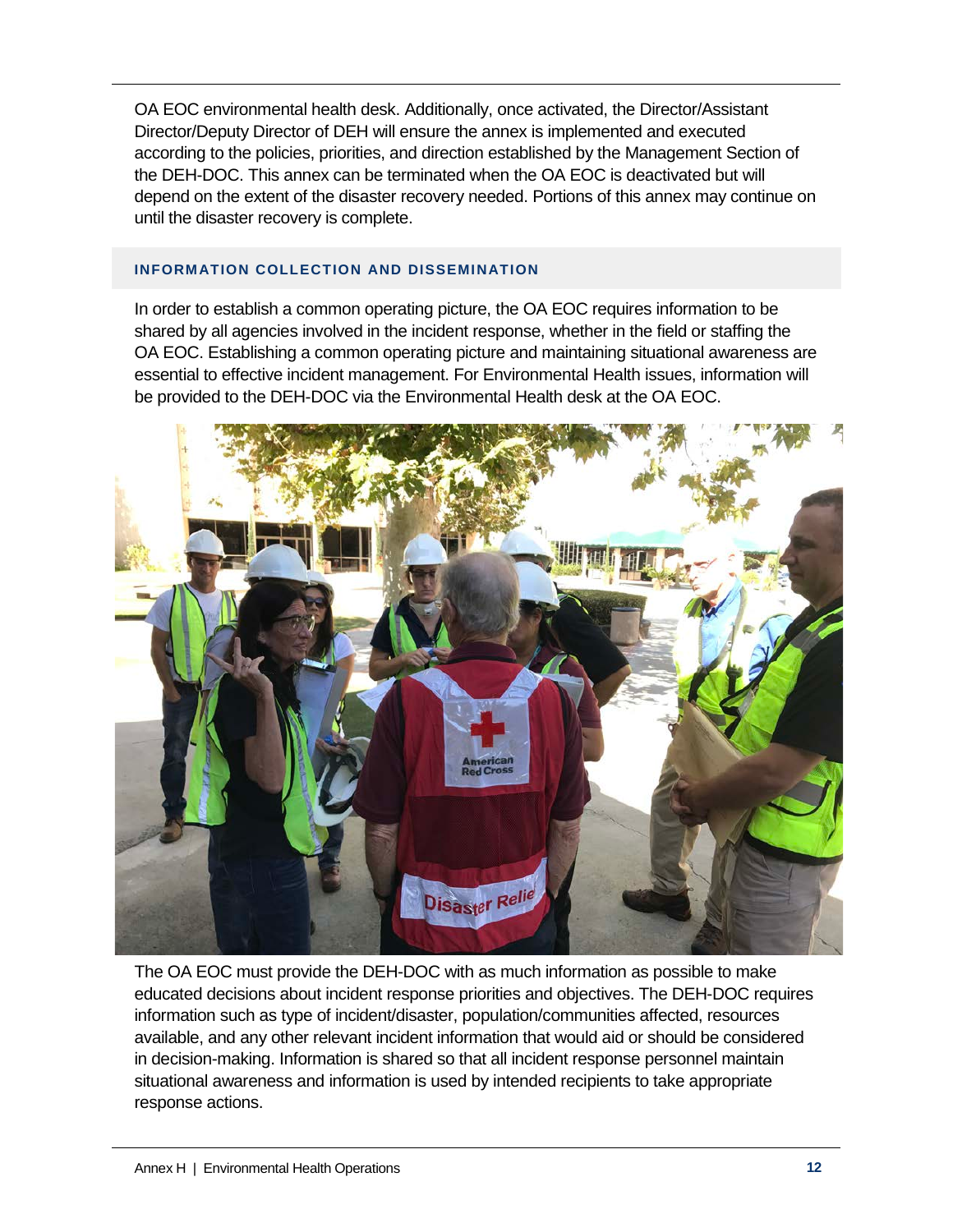OA EOC environmental health desk. Additionally, once activated, the Director/Assistant Director/Deputy Director of DEH will ensure the annex is implemented and executed according to the policies, priorities, and direction established by the Management Section of the DEH-DOC. This annex can be terminated when the OA EOC is deactivated but will depend on the extent of the disaster recovery needed. Portions of this annex may continue on until the disaster recovery is complete.

### INFORMATION COLLECTION AND DISSEMINATION

In order to establish a common operating picture, the OA EOC requires information to be shared by all agencies involved in the incident response, whether in the field or staffing the OA EOC. Establishing a common operating picture and maintaining situational awareness are essential to effective incident management. For Environmental Health issues, information will be provided to the DEH-DOC via the Environmental Health desk at the OA EOC.

The OA EOC must provide the DEH-DOC with as much information as possible to make educated decisions about incident response priorities and objectives. The DEH-DOC requires information such as type of incident/disaster, population/communities affected, resources available, and any other relevant incident information that would aid or should be considered in decision-making. Information is shared so that all incident response personnel maintain situational awareness and information is used by intended recipients to take appropriate response actions.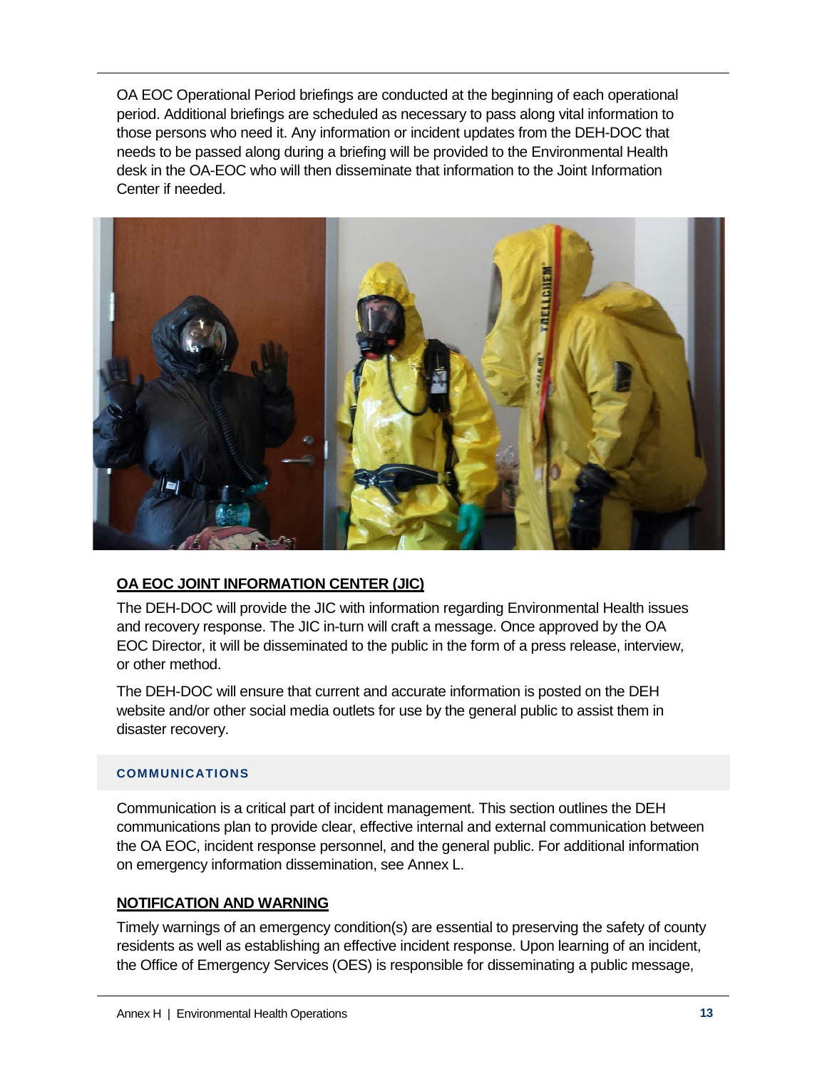OA EOC Operational Period briefings are conducted at the beginning of each operational period. Additional briefings are scheduled as necessary to pass along vital information to those persons who need it. Any information or incident updates from the DEH-DOC that needs to be passed along during a briefing will be provided to the Environmental Health desk in the OA-EOC who will then disseminate that information to the Joint Information Center if needed.

### OA EOC JOINT INFORMATION CENTER (JIC)

The DEH-DOC will provide the JIC with information regarding Environmental Health issues and recovery response. The JIC in-turn will craft a message. Once approved by the OA EOC Director, it will be disseminated to the public in the form of a press release, interview, or other method.

The DEH-DOC will ensure that current and accurate information is posted on the DEH website and/or other social media outlets for use by the general public to assist them in disaster recovery.

## COMMUNICATIONS

Communication is a critical part of incident management. This section outlines the DEH communications plan to provide clear, effective internal and external communication between the OA EOC, incident response personnel, and the general public. For additional information on emergency information dissemination, see Annex L.

### NOTIFICATION AND WARNING

Timely warnings of an emergency condition(s) are essential to preserving the safety of county residents as well as establishing an effective incident response. Upon learning of an incident, the Office of Emergency Services (OES) is responsible for disseminating a public message,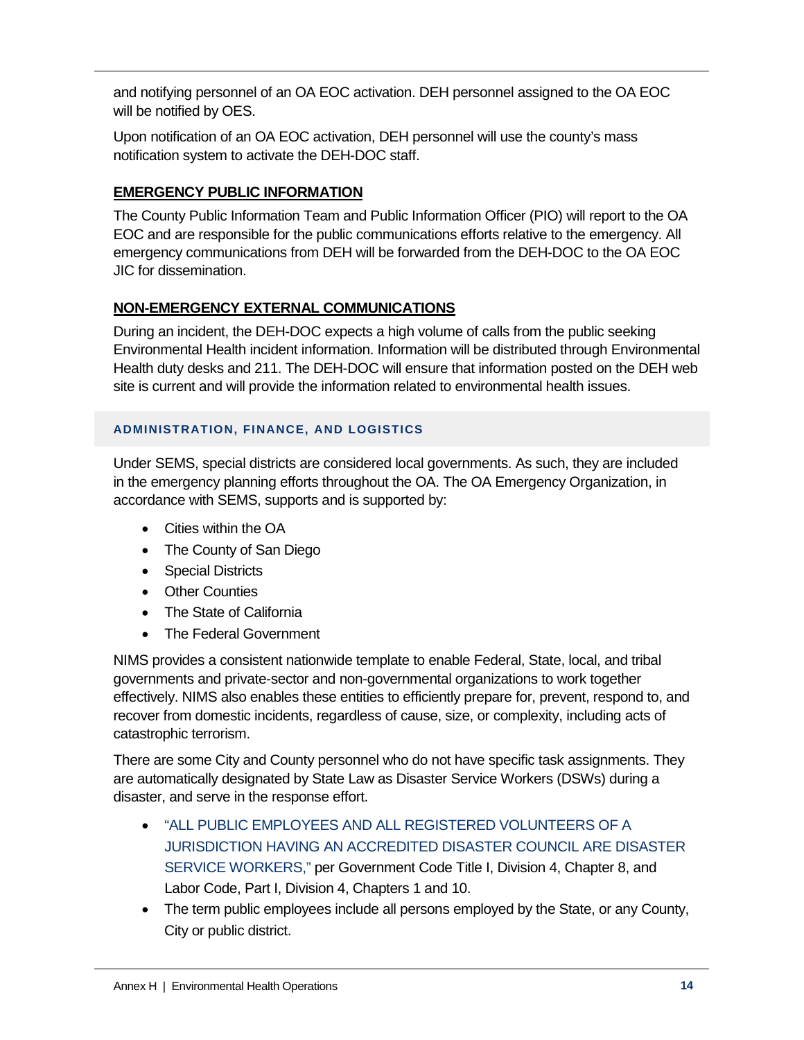and notifying personnel of an OA EOC activation. DEH personnel assigned to the OA EOC will be notified by OES.

Upon notification of an OA EOC activation, DEH personnel will use the county's mass notification system to activate the DEH-DOC staff.

### EMERGENCY PUBLIC INFORMATION

The County Public Information Team and Public Information Officer (PIO) will report to the OA EOC and are responsible for the public communications efforts relative to the emergency. All emergency communications from DEH will be forwarded from the DEH-DOC to the OA EOC JIC for dissemination.

### NON-EMERGENCY EXTERNAL COMMUNICATIONS

During an incident, the DEH-DOC expects a high volume of calls from the public seeking Environmental Health incident information. Information will be distributed through Environmental Health duty desks and 211. The DEH-DOC will ensure that information posted on the DEH web site is current and will provide the information related to environmental health issues.

## ADMINISTRATION, FINANCE, AND LOGISTICS

Under SEMS, special districts are considered local governments. As such, they are included in the emergency planning efforts throughout the OA. The OA Emergency Organization, in accordance with SEMS, supports and is supported by:

- Cities within the OA
- The County of San Diego
- Special Districts
- Other Counties
- The State of California
- The Federal Government

NIMS provides a consistent nationwide template to enable Federal, State, local, and tribal governments and private-sector and non-governmental organizations to work together effectively. NIMS also enables these entities to efficiently prepare for, prevent, respond to, and recover from domestic incidents, regardless of cause, size, or complexity, including acts of catastrophic terrorism.

There are some City and County personnel who do not have specific task assignments. They are automatically designated by State Law as Disaster Service Workers (DSWs) during a disaster, and serve in the response effort.

- "ALL PUBLIC EMPLOYEES AND ALL REGISTERED VOLUNTEERS OF A JURISDICTION HAVING AN ACCREDITED DISASTER COUNCIL ARE DISASTER SERVICE WORKERS," per Government Code Title I, Division 4, Chapter 8, and Labor Code, Part I, Division 4, Chapters 1 and 10.
- The term public employees include all persons employed by the State, or any County, City or public district.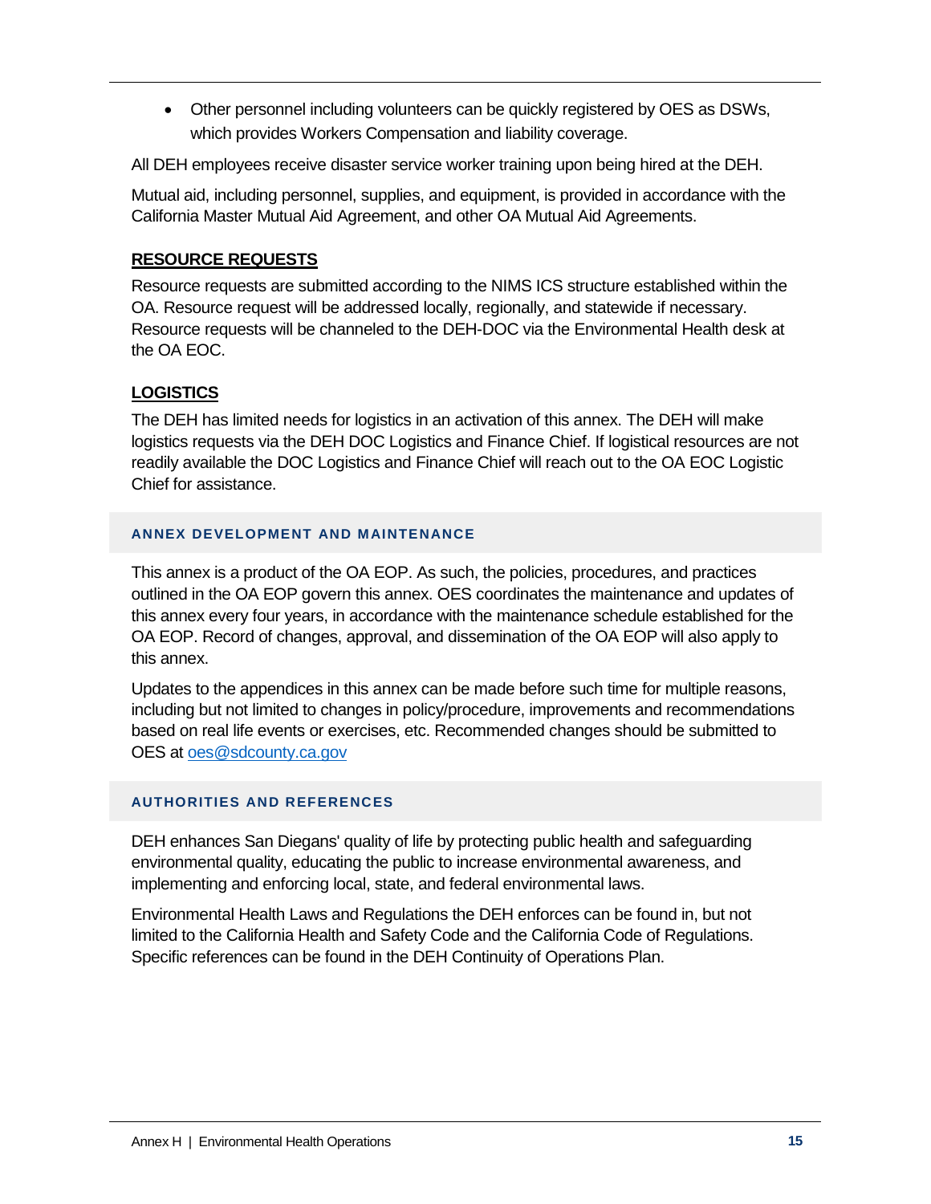- Other personnel including volunteers can be quickly registered by OES as DSWs, which provides Workers Compensation and liability coverage.

All DEH employees receive disaster service worker training upon being hired at the DEH.

Mutual aid, including personnel, supplies, and equipment, is provided in accordance with the California Master Mutual Aid Agreement, and other OA Mutual Aid Agreements.

### RESOURCE REQUESTS

Resource requests are submitted according to the NIMS ICS structure established within the OA. Resource request will be addressed locally, regionally, and statewide if necessary. Resource requests will be channeled to the DEH-DOC via the Environmental Health desk at the OA EOC.

### LOGISTICS

The DEH has limited needs for logistics in an activation of this annex. The DEH will make logistics requests via the DEH DOC Logistics and Finance Chief. If logistical resources are not readily available the DOC Logistics and Finance Chief will reach out to the OA EOC Logistic Chief for assistance.

## ANNEX DEVELOPMENT AND MAINTENANCE

This annex is a product of the OA EOP. As such, the policies, procedures, and practices outlined in the OA EOP govern this annex. OES coordinates the maintenance and updates of this annex every four years, in accordance with the maintenance schedule established for the OA EOP. Record of changes, approval, and dissemination of the OA EOP will also apply to this annex.

Updates to the appendices in this annex can be made before such time for multiple reasons, including but not limited to changes in policy/procedure, improvements and recommendations based on real life events or exercises, etc. Recommended changes should be submitted to OES at oes@sdcounty.ca.gov

## AUTHORITIES AND REFERENCES

DEH enhances San Diegans' quality of life by protecting public health and safeguarding environmental quality, educating the public to increase environmental awareness, and implementing and enforcing local, state, and federal environmental laws.

Environmental Health Laws and Regulations the DEH enforces can be found in, but not limited to the California Health and Safety Code and the California Code of Regulations. Specific references can be found in the DEH Continuity of Operations Plan.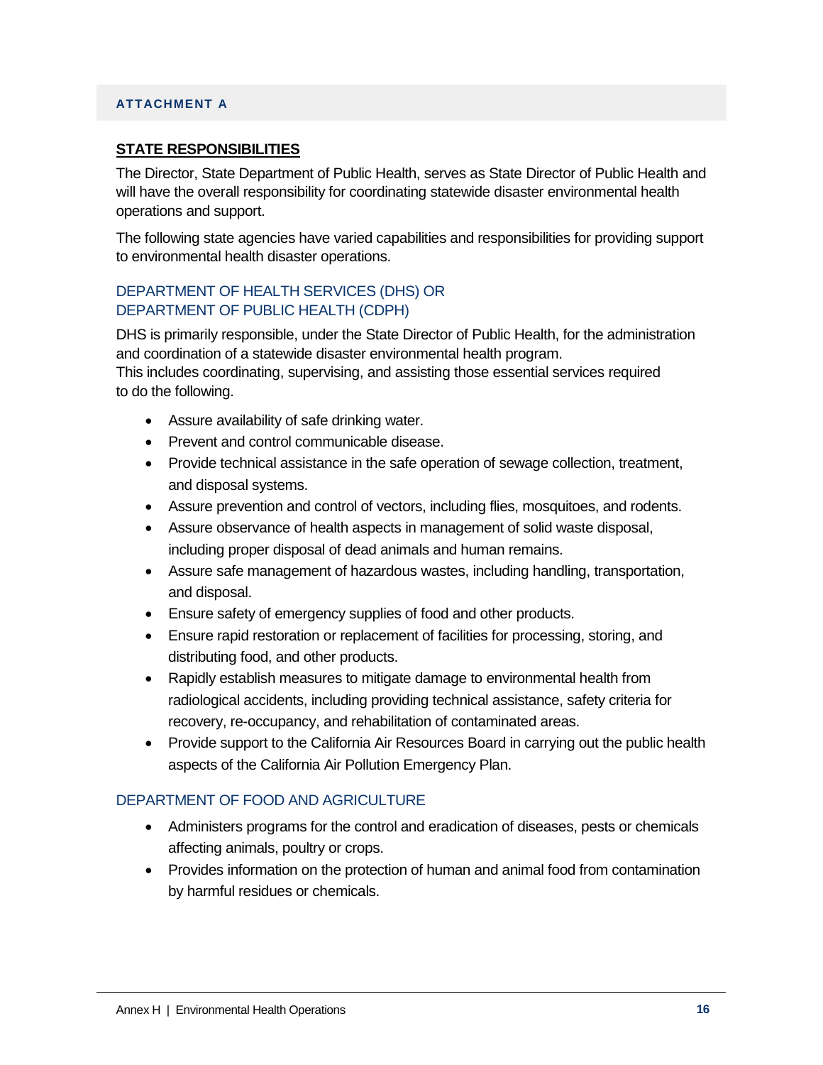ATTACHMENT A

## STATE RESPONSIBILITIES

The Director, State Department of Public Health, serves as State Director of Public Health and will have the overall responsibility for coordinating statewide disaster environmental health operations and support.

The following state agencies have varied capabilities and responsibilities for providing support to environmental health disaster operations.

### DEPARTMENT OF HEALTH SERVICES (DHS) OR DEPARTMENT OF PUBLIC HEALTH (CDPH)

DHS is primarily responsible, under the State Director of Public Health, for the administration and coordination of a statewide disaster environmental health program.
This includes coordinating, supervising, and assisting those essential services required to do the following.

- Assure availability of safe drinking water.
- Prevent and control communicable disease.
- Provide technical assistance in the safe operation of sewage collection, treatment, and disposal systems.
- Assure prevention and control of vectors, including flies, mosquitoes, and rodents.
- Assure observance of health aspects in management of solid waste disposal, including proper disposal of dead animals and human remains.
- Assure safe management of hazardous wastes, including handling, transportation, and disposal.
- Ensure safety of emergency supplies of food and other products.
- Ensure rapid restoration or replacement of facilities for processing, storing, and distributing food, and other products.
- Rapidly establish measures to mitigate damage to environmental health from radiological accidents, including providing technical assistance, safety criteria for recovery, re-occupancy, and rehabilitation of contaminated areas.
- Provide support to the California Air Resources Board in carrying out the public health aspects of the California Air Pollution Emergency Plan.

### DEPARTMENT OF FOOD AND AGRICULTURE

- Administers programs for the control and eradication of diseases, pests or chemicals affecting animals, poultry or crops.
- Provides information on the protection of human and animal food from contamination by harmful residues or chemicals.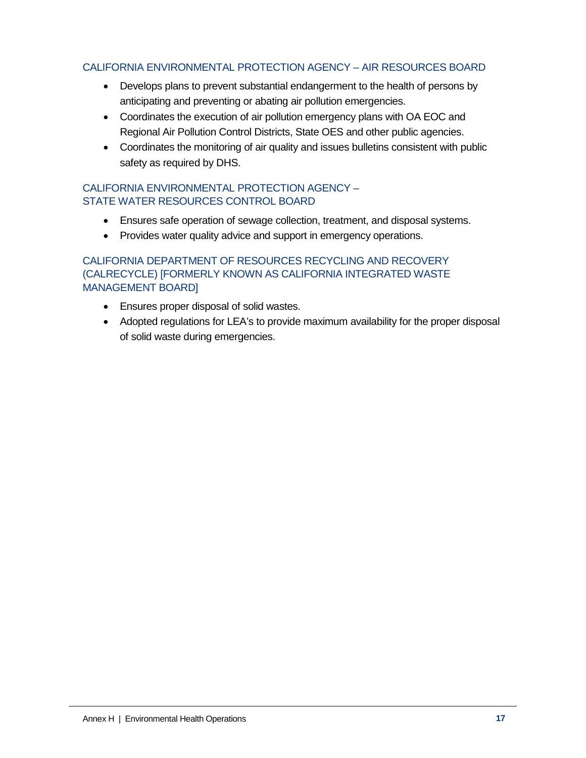### CALIFORNIA ENVIRONMENTAL PROTECTION AGENCY – AIR RESOURCES BOARD

- Develops plans to prevent substantial endangerment to the health of persons by anticipating and preventing or abating air pollution emergencies.
- Coordinates the execution of air pollution emergency plans with OA EOC and Regional Air Pollution Control Districts, State OES and other public agencies.
- Coordinates the monitoring of air quality and issues bulletins consistent with public safety as required by DHS.

### CALIFORNIA ENVIRONMENTAL PROTECTION AGENCY – STATE WATER RESOURCES CONTROL BOARD

- Ensures safe operation of sewage collection, treatment, and disposal systems.
- Provides water quality advice and support in emergency operations.

### CALIFORNIA DEPARTMENT OF RESOURCES RECYCLING AND RECOVERY (CALRECYCLE) [FORMERLY KNOWN AS CALIFORNIA INTEGRATED WASTE MANAGEMENT BOARD]

- Ensures proper disposal of solid wastes.
- Adopted regulations for LEA's to provide maximum availability for the proper disposal of solid waste during emergencies.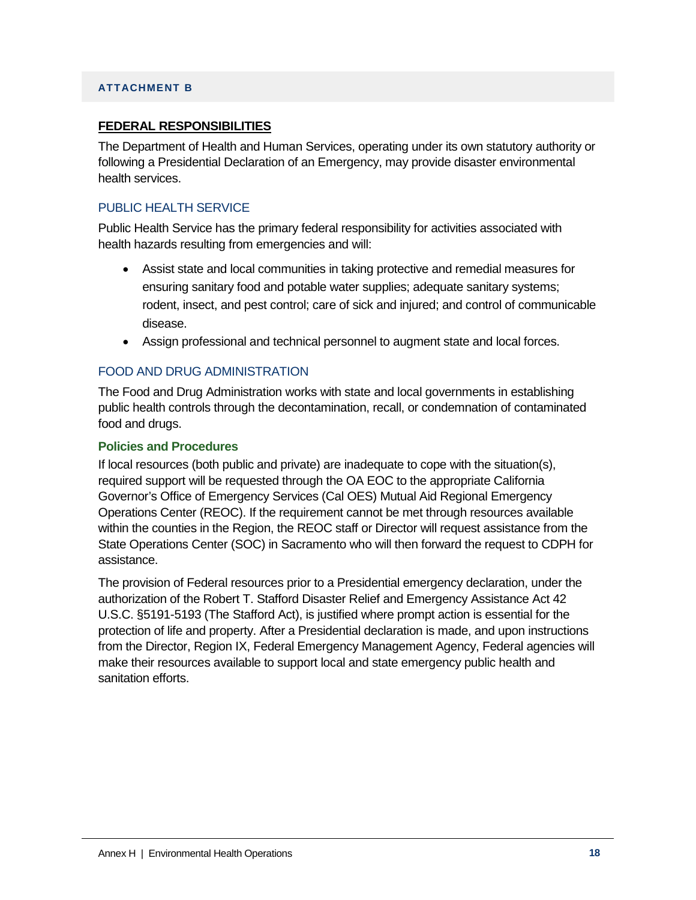**ATTACHMENT B**

## FEDERAL RESPONSIBILITIES

The Department of Health and Human Services, operating under its own statutory authority or following a Presidential Declaration of an Emergency, may provide disaster environmental health services.

### PUBLIC HEALTH SERVICE

Public Health Service has the primary federal responsibility for activities associated with health hazards resulting from emergencies and will:

- Assist state and local communities in taking protective and remedial measures for ensuring sanitary food and potable water supplies; adequate sanitary systems; rodent, insect, and pest control; care of sick and injured; and control of communicable disease.
- Assign professional and technical personnel to augment state and local forces.

### FOOD AND DRUG ADMINISTRATION

The Food and Drug Administration works with state and local governments in establishing public health controls through the decontamination, recall, or condemnation of contaminated food and drugs.

#### Policies and Procedures

If local resources (both public and private) are inadequate to cope with the situation(s), required support will be requested through the OA EOC to the appropriate California Governor's Office of Emergency Services (Cal OES) Mutual Aid Regional Emergency Operations Center (REOC). If the requirement cannot be met through resources available within the counties in the Region, the REOC staff or Director will request assistance from the State Operations Center (SOC) in Sacramento who will then forward the request to CDPH for assistance.

The provision of Federal resources prior to a Presidential emergency declaration, under the authorization of the Robert T. Stafford Disaster Relief and Emergency Assistance Act 42 U.S.C. §5191-5193 (The Stafford Act), is justified where prompt action is essential for the protection of life and property. After a Presidential declaration is made, and upon instructions from the Director, Region IX, Federal Emergency Management Agency, Federal agencies will make their resources available to support local and state emergency public health and sanitation efforts.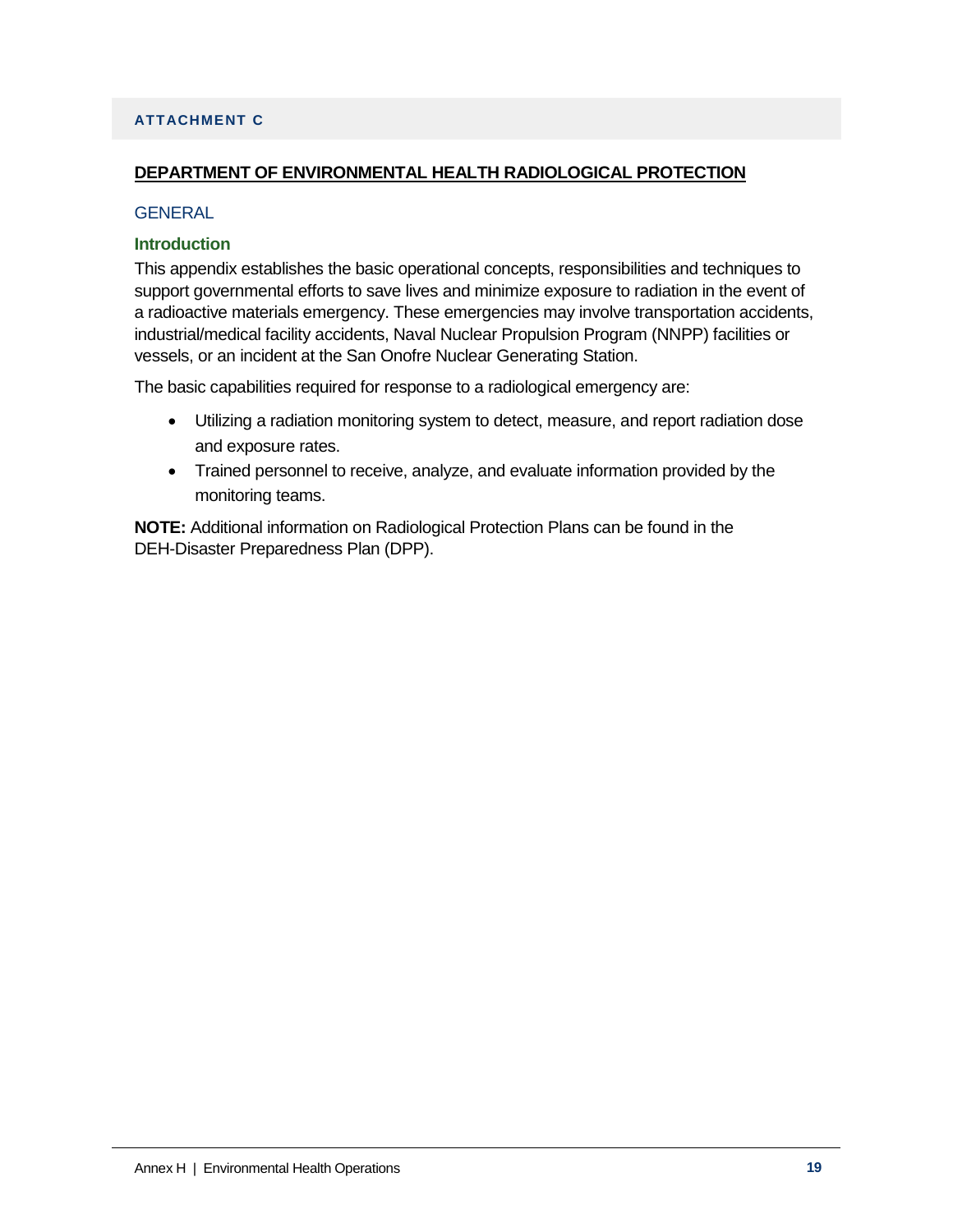## ATTACHMENT C

### DEPARTMENT OF ENVIRONMENTAL HEALTH RADIOLOGICAL PROTECTION

#### GENERAL

**Introduction**

This appendix establishes the basic operational concepts, responsibilities and techniques to support governmental efforts to save lives and minimize exposure to radiation in the event of a radioactive materials emergency. These emergencies may involve transportation accidents, industrial/medical facility accidents, Naval Nuclear Propulsion Program (NNPP) facilities or vessels, or an incident at the San Onofre Nuclear Generating Station.

The basic capabilities required for response to a radiological emergency are:

- Utilizing a radiation monitoring system to detect, measure, and report radiation dose and exposure rates.
- Trained personnel to receive, analyze, and evaluate information provided by the monitoring teams.

**NOTE:** Additional information on Radiological Protection Plans can be found in the DEH-Disaster Preparedness Plan (DPP).